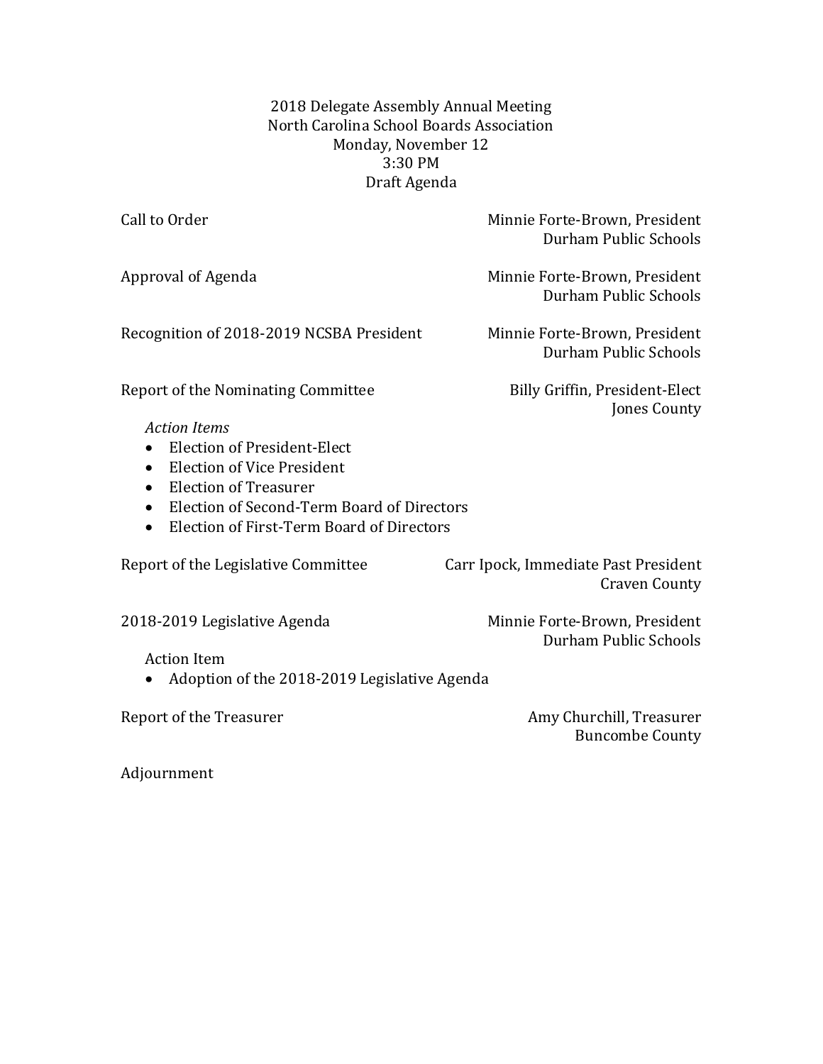# 2018 Delegate Assembly Annual Meeting
## North Carolina School Boards Association
Monday, November 12
3:30 PM
Draft Agenda

| Item | Presenter |
| --- | --- |
| Call to Order | Minnie Forte-Brown, President<br>Durham Public Schools |
| Approval of Agenda | Minnie Forte-Brown, President<br>Durham Public Schools |
| Recognition of 2018-2019 NCSBA President | Minnie Forte-Brown, President<br>Durham Public Schools |
| Report of the Nominating Committee | Billy Griffin, President-Elect<br>Jones County |

*Action Items*

- Election of President-Elect
- Election of Vice President
- Election of Treasurer
- Election of Second-Term Board of Directors
- Election of First-Term Board of Directors

| Item | Presenter |
| --- | --- |
| Report of the Legislative Committee | Carr Ipock, Immediate Past President<br>Craven County |
| 2018-2019 Legislative Agenda | Minnie Forte-Brown, President<br>Durham Public Schools |

Action Item

- Adoption of the 2018-2019 Legislative Agenda

| Item | Presenter |
| --- | --- |
| Report of the Treasurer | Amy Churchill, Treasurer<br>Buncombe County |

Adjournment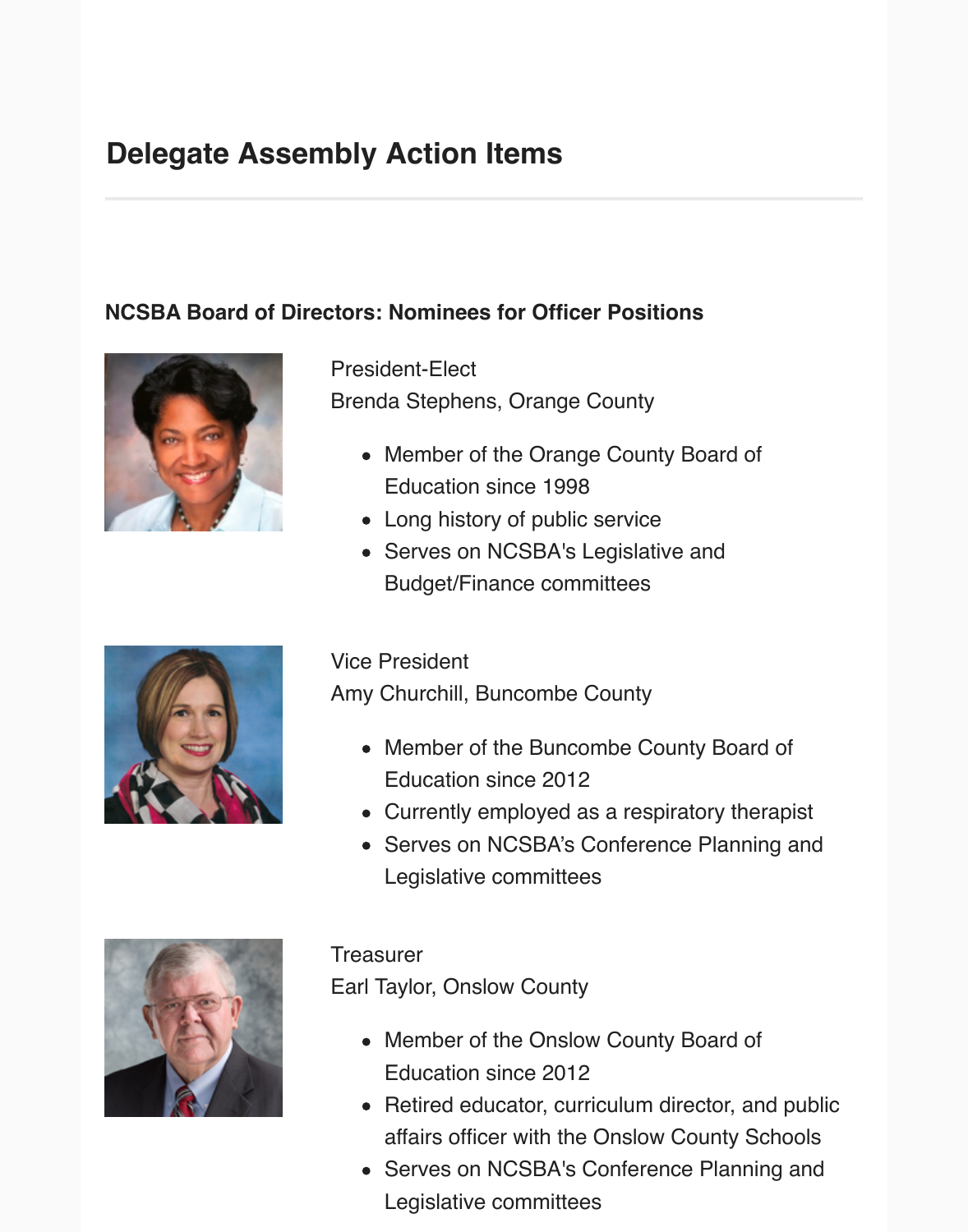# Delegate Assembly Action Items

### NCSBA Board of Directors: Nominees for Officer Positions

President-Elect
Brenda Stephens, Orange County

- Member of the Orange County Board of Education since 1998
- Long history of public service
- Serves on NCSBA's Legislative and Budget/Finance committees

Vice President
Amy Churchill, Buncombe County

- Member of the Buncombe County Board of Education since 2012
- Currently employed as a respiratory therapist
- Serves on NCSBA's Conference Planning and Legislative committees

Treasurer
Earl Taylor, Onslow County

- Member of the Onslow County Board of Education since 2012
- Retired educator, curriculum director, and public affairs officer with the Onslow County Schools
- Serves on NCSBA's Conference Planning and Legislative committees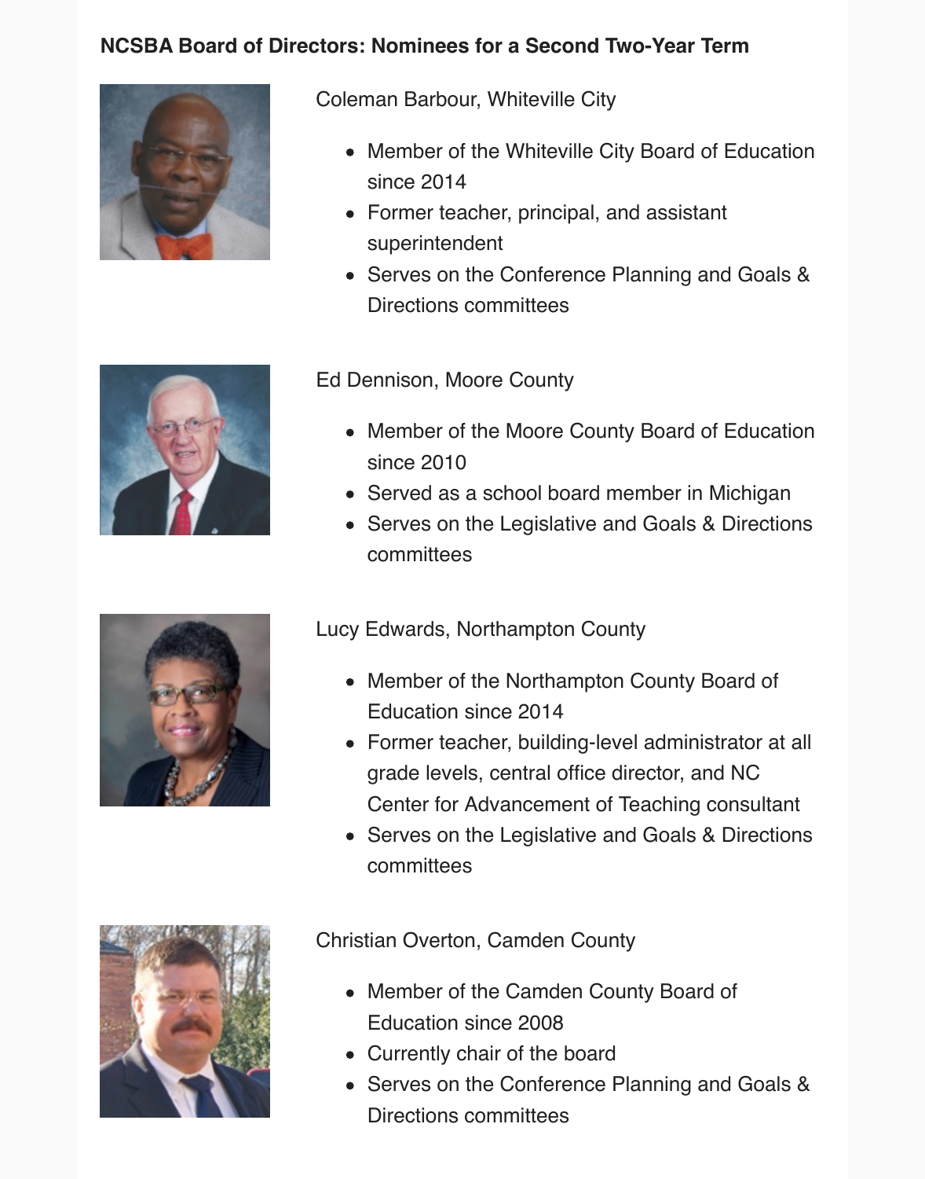**NCSBA Board of Directors: Nominees for a Second Two-Year Term**

Coleman Barbour, Whiteville City

- Member of the Whiteville City Board of Education since 2014
- Former teacher, principal, and assistant superintendent
- Serves on the Conference Planning and Goals & Directions committees

Ed Dennison, Moore County

- Member of the Moore County Board of Education since 2010
- Served as a school board member in Michigan
- Serves on the Legislative and Goals & Directions committees

Lucy Edwards, Northampton County

- Member of the Northampton County Board of Education since 2014
- Former teacher, building-level administrator at all grade levels, central office director, and NC Center for Advancement of Teaching consultant
- Serves on the Legislative and Goals & Directions committees

Christian Overton, Camden County

- Member of the Camden County Board of Education since 2008
- Currently chair of the board
- Serves on the Conference Planning and Goals & Directions committees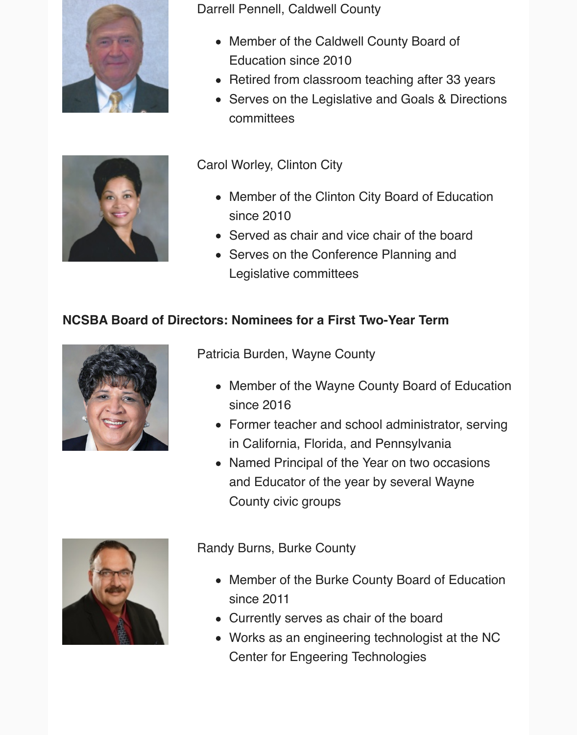Darrell Pennell, Caldwell County

- Member of the Caldwell County Board of Education since 2010
- Retired from classroom teaching after 33 years
- Serves on the Legislative and Goals & Directions committees

Carol Worley, Clinton City

- Member of the Clinton City Board of Education since 2010
- Served as chair and vice chair of the board
- Serves on the Conference Planning and Legislative committees

**NCSBA Board of Directors: Nominees for a First Two-Year Term**

Patricia Burden, Wayne County

- Member of the Wayne County Board of Education since 2016
- Former teacher and school administrator, serving in California, Florida, and Pennsylvania
- Named Principal of the Year on two occasions and Educator of the year by several Wayne County civic groups

Randy Burns, Burke County

- Member of the Burke County Board of Education since 2011
- Currently serves as chair of the board
- Works as an engineering technologist at the NC Center for Engeering Technologies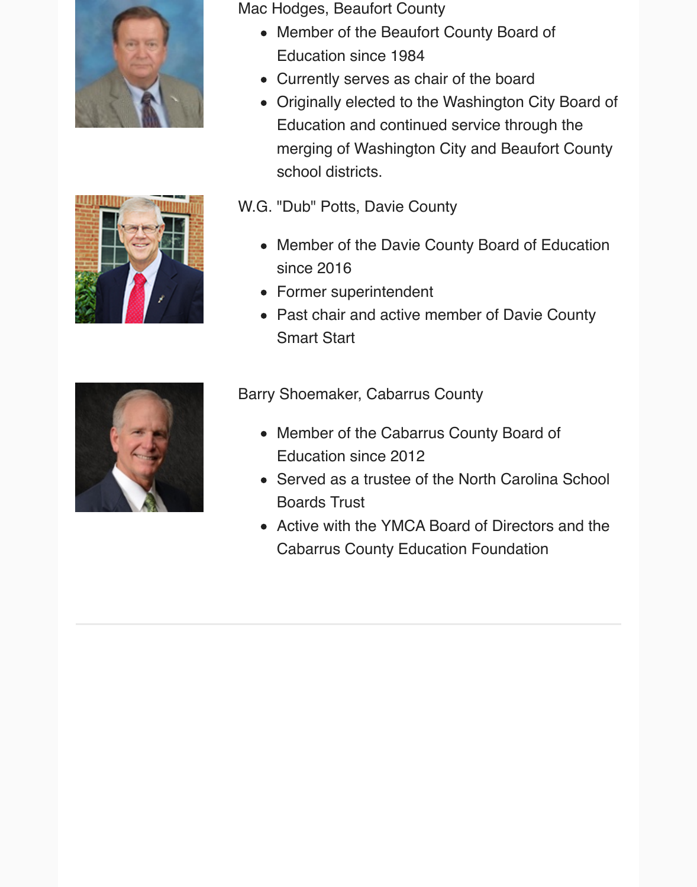Mac Hodges, Beaufort County

- Member of the Beaufort County Board of Education since 1984
- Currently serves as chair of the board
- Originally elected to the Washington City Board of Education and continued service through the merging of Washington City and Beaufort County school districts.

W.G. "Dub" Potts, Davie County

- Member of the Davie County Board of Education since 2016
- Former superintendent
- Past chair and active member of Davie County Smart Start

Barry Shoemaker, Cabarrus County

- Member of the Cabarrus County Board of Education since 2012
- Served as a trustee of the North Carolina School Boards Trust
- Active with the YMCA Board of Directors and the Cabarrus County Education Foundation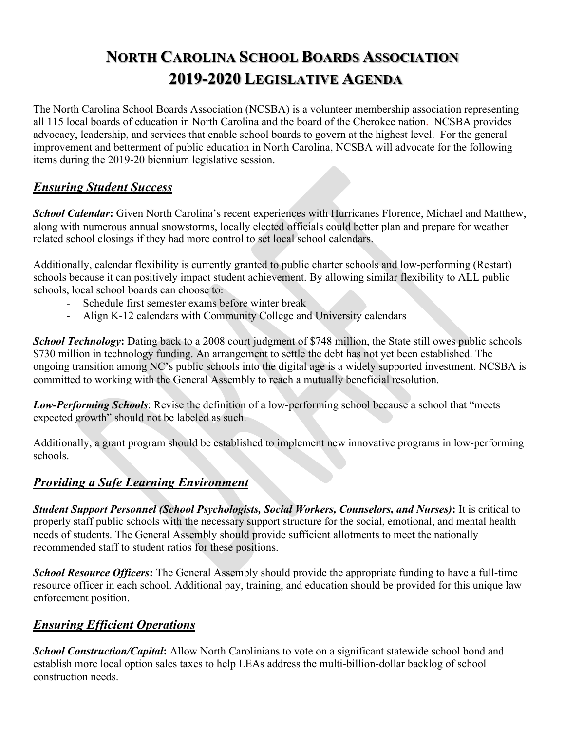# NORTH CAROLINA SCHOOL BOARDS ASSOCIATION 2019-2020 LEGISLATIVE AGENDA

The North Carolina School Boards Association (NCSBA) is a volunteer membership association representing all 115 local boards of education in North Carolina and the board of the Cherokee nation. NCSBA provides advocacy, leadership, and services that enable school boards to govern at the highest level. For the general improvement and betterment of public education in North Carolina, NCSBA will advocate for the following items during the 2019-20 biennium legislative session.

## *Ensuring Student Success*

***School Calendar*:** Given North Carolina's recent experiences with Hurricanes Florence, Michael and Matthew, along with numerous annual snowstorms, locally elected officials could better plan and prepare for weather related school closings if they had more control to set local school calendars.

Additionally, calendar flexibility is currently granted to public charter schools and low-performing (Restart) schools because it can positively impact student achievement. By allowing similar flexibility to ALL public schools, local school boards can choose to:

- Schedule first semester exams before winter break
- Align K-12 calendars with Community College and University calendars

***School Technology*:** Dating back to a 2008 court judgment of $748 million, the State still owes public schools $730 million in technology funding. An arrangement to settle the debt has not yet been established. The ongoing transition among NC's public schools into the digital age is a widely supported investment. NCSBA is committed to working with the General Assembly to reach a mutually beneficial resolution.

***Low-Performing Schools***: Revise the definition of a low-performing school because a school that "meets expected growth" should not be labeled as such.

Additionally, a grant program should be established to implement new innovative programs in low-performing schools.

## *Providing a Safe Learning Environment*

***Student Support Personnel (School Psychologists, Social Workers, Counselors, and Nurses)*:** It is critical to properly staff public schools with the necessary support structure for the social, emotional, and mental health needs of students. The General Assembly should provide sufficient allotments to meet the nationally recommended staff to student ratios for these positions.

***School Resource Officers*:** The General Assembly should provide the appropriate funding to have a full-time resource officer in each school. Additional pay, training, and education should be provided for this unique law enforcement position.

## *Ensuring Efficient Operations*

***School Construction/Capital*:** Allow North Carolinians to vote on a significant statewide school bond and establish more local option sales taxes to help LEAs address the multi-billion-dollar backlog of school construction needs.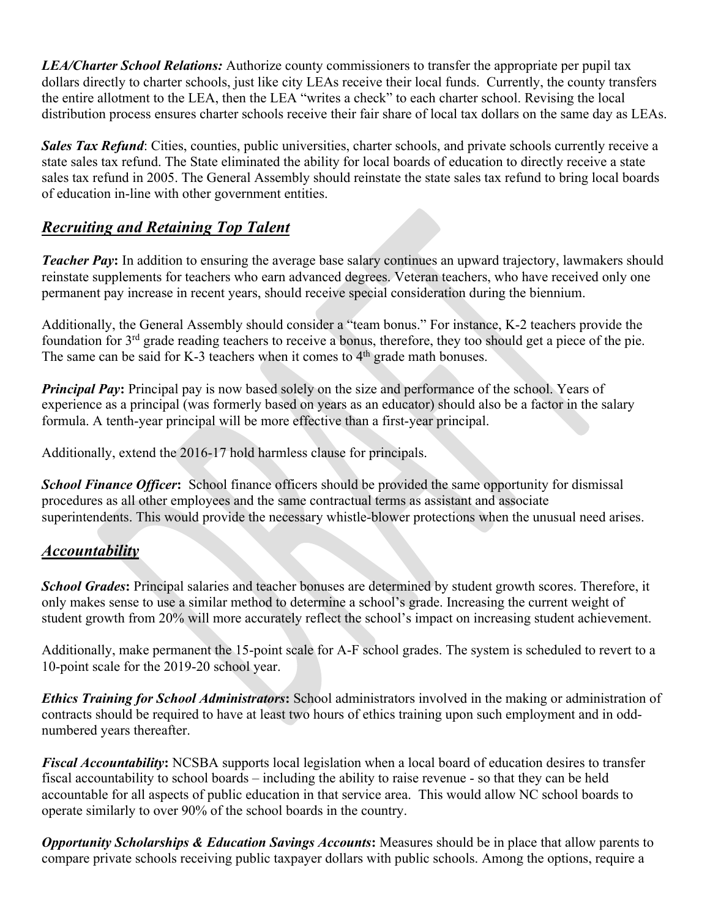***LEA/Charter School Relations:*** Authorize county commissioners to transfer the appropriate per pupil tax dollars directly to charter schools, just like city LEAs receive their local funds. Currently, the county transfers the entire allotment to the LEA, then the LEA "writes a check" to each charter school. Revising the local distribution process ensures charter schools receive their fair share of local tax dollars on the same day as LEAs.

***Sales Tax Refund***: Cities, counties, public universities, charter schools, and private schools currently receive a state sales tax refund. The State eliminated the ability for local boards of education to directly receive a state sales tax refund in 2005. The General Assembly should reinstate the state sales tax refund to bring local boards of education in-line with other government entities.

## ***Recruiting and Retaining Top Talent***

***Teacher Pay*:** In addition to ensuring the average base salary continues an upward trajectory, lawmakers should reinstate supplements for teachers who earn advanced degrees. Veteran teachers, who have received only one permanent pay increase in recent years, should receive special consideration during the biennium.

Additionally, the General Assembly should consider a "team bonus." For instance, K-2 teachers provide the foundation for 3rd grade reading teachers to receive a bonus, therefore, they too should get a piece of the pie. The same can be said for K-3 teachers when it comes to 4th grade math bonuses.

***Principal Pay*:** Principal pay is now based solely on the size and performance of the school. Years of experience as a principal (was formerly based on years as an educator) should also be a factor in the salary formula. A tenth-year principal will be more effective than a first-year principal.

Additionally, extend the 2016-17 hold harmless clause for principals.

***School Finance Officer*:** School finance officers should be provided the same opportunity for dismissal procedures as all other employees and the same contractual terms as assistant and associate superintendents. This would provide the necessary whistle-blower protections when the unusual need arises.

## ***Accountability***

***School Grades*:** Principal salaries and teacher bonuses are determined by student growth scores. Therefore, it only makes sense to use a similar method to determine a school's grade. Increasing the current weight of student growth from 20% will more accurately reflect the school's impact on increasing student achievement.

Additionally, make permanent the 15-point scale for A-F school grades. The system is scheduled to revert to a 10-point scale for the 2019-20 school year.

***Ethics Training for School Administrators*:** School administrators involved in the making or administration of contracts should be required to have at least two hours of ethics training upon such employment and in odd-numbered years thereafter.

***Fiscal Accountability*:** NCSBA supports local legislation when a local board of education desires to transfer fiscal accountability to school boards – including the ability to raise revenue - so that they can be held accountable for all aspects of public education in that service area. This would allow NC school boards to operate similarly to over 90% of the school boards in the country.

***Opportunity Scholarships & Education Savings Accounts*:** Measures should be in place that allow parents to compare private schools receiving public taxpayer dollars with public schools. Among the options, require a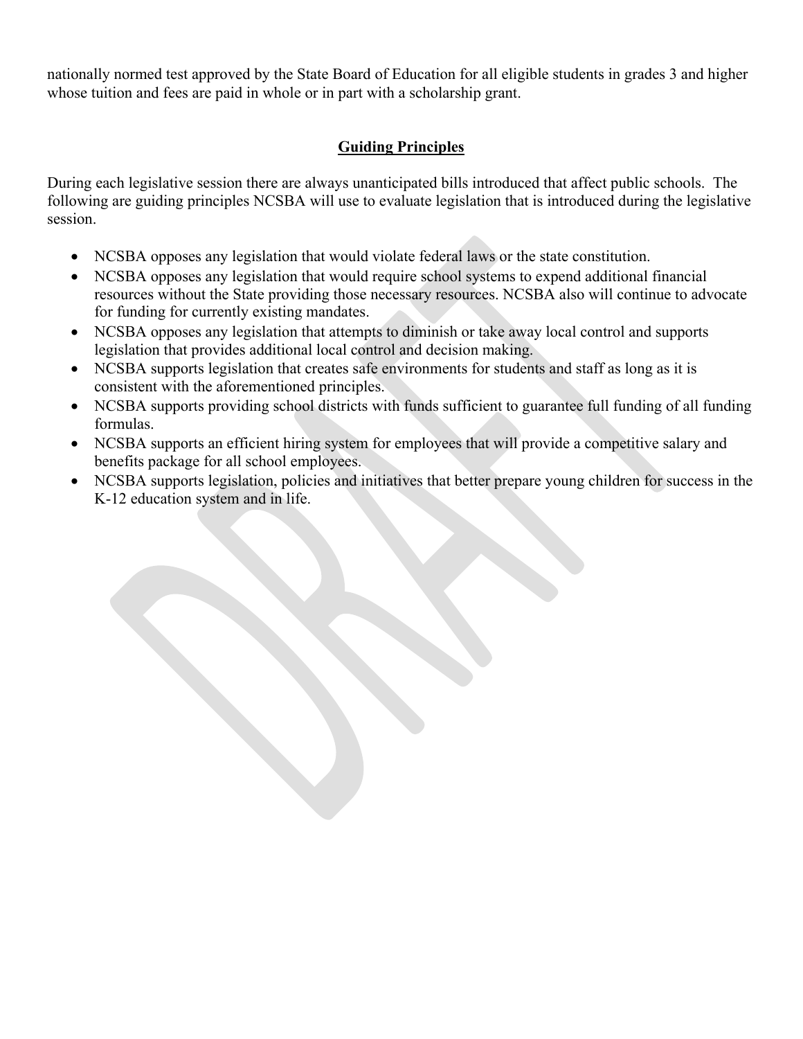nationally normed test approved by the State Board of Education for all eligible students in grades 3 and higher whose tuition and fees are paid in whole or in part with a scholarship grant.

## Guiding Principles

During each legislative session there are always unanticipated bills introduced that affect public schools. The following are guiding principles NCSBA will use to evaluate legislation that is introduced during the legislative session.

- NCSBA opposes any legislation that would violate federal laws or the state constitution.
- NCSBA opposes any legislation that would require school systems to expend additional financial resources without the State providing those necessary resources. NCSBA also will continue to advocate for funding for currently existing mandates.
- NCSBA opposes any legislation that attempts to diminish or take away local control and supports legislation that provides additional local control and decision making.
- NCSBA supports legislation that creates safe environments for students and staff as long as it is consistent with the aforementioned principles.
- NCSBA supports providing school districts with funds sufficient to guarantee full funding of all funding formulas.
- NCSBA supports an efficient hiring system for employees that will provide a competitive salary and benefits package for all school employees.
- NCSBA supports legislation, policies and initiatives that better prepare young children for success in the K-12 education system and in life.